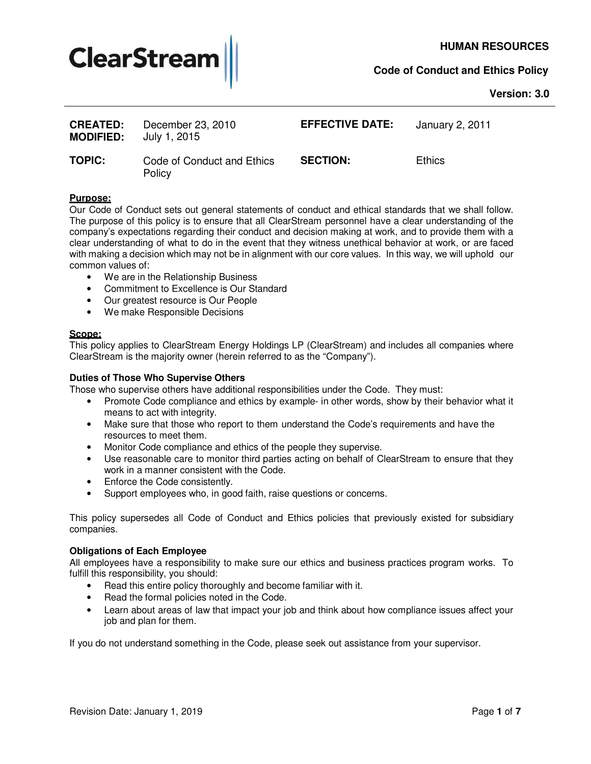**HUMAN RESOURCES**

**Code of Conduct and Ethics Policy**

**Version: 3.0**

| | | | |
|---|---|---|---|
| **CREATED:** | December 23, 2010 | **EFFECTIVE DATE:** | January 2, 2011 |
| **MODIFIED:** | July 1, 2015 | | |
| **TOPIC:** | Code of Conduct and Ethics Policy | **SECTION:** | Ethics |

**Purpose:**

Our Code of Conduct sets out general statements of conduct and ethical standards that we shall follow. The purpose of this policy is to ensure that all ClearStream personnel have a clear understanding of the company's expectations regarding their conduct and decision making at work, and to provide them with a clear understanding of what to do in the event that they witness unethical behavior at work, or are faced with making a decision which may not be in alignment with our core values. In this way, we will uphold our common values of:

- We are in the Relationship Business
- Commitment to Excellence is Our Standard
- Our greatest resource is Our People
- We make Responsible Decisions

**Scope:**

This policy applies to ClearStream Energy Holdings LP (ClearStream) and includes all companies where ClearStream is the majority owner (herein referred to as the "Company").

**Duties of Those Who Supervise Others**

Those who supervise others have additional responsibilities under the Code. They must:

- Promote Code compliance and ethics by example- in other words, show by their behavior what it means to act with integrity.
- Make sure that those who report to them understand the Code's requirements and have the resources to meet them.
- Monitor Code compliance and ethics of the people they supervise.
- Use reasonable care to monitor third parties acting on behalf of ClearStream to ensure that they work in a manner consistent with the Code.
- Enforce the Code consistently.
- Support employees who, in good faith, raise questions or concerns.

This policy supersedes all Code of Conduct and Ethics policies that previously existed for subsidiary companies.

**Obligations of Each Employee**

All employees have a responsibility to make sure our ethics and business practices program works. To fulfill this responsibility, you should:

- Read this entire policy thoroughly and become familiar with it.
- Read the formal policies noted in the Code.
- Learn about areas of law that impact your job and think about how compliance issues affect your job and plan for them.

If you do not understand something in the Code, please seek out assistance from your supervisor.

Revision Date: January 1, 2019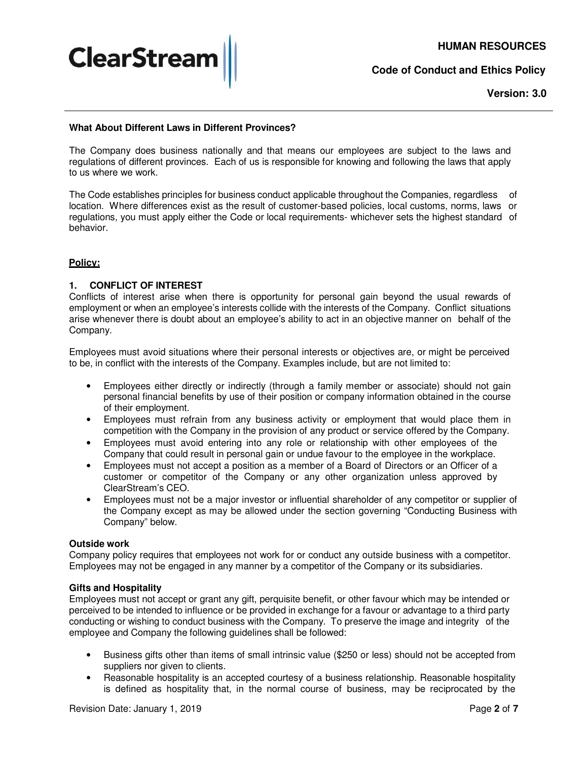**What About Different Laws in Different Provinces?**

The Company does business nationally and that means our employees are subject to the laws and regulations of different provinces. Each of us is responsible for knowing and following the laws that apply to us where we work.

The Code establishes principles for business conduct applicable throughout the Companies, regardless of location. Where differences exist as the result of customer-based policies, local customs, norms, laws or regulations, you must apply either the Code or local requirements- whichever sets the highest standard of behavior.

## Policy:

### 1. CONFLICT OF INTEREST

Conflicts of interest arise when there is opportunity for personal gain beyond the usual rewards of employment or when an employee's interests collide with the interests of the Company. Conflict situations arise whenever there is doubt about an employee's ability to act in an objective manner on behalf of the Company.

Employees must avoid situations where their personal interests or objectives are, or might be perceived to be, in conflict with the interests of the Company. Examples include, but are not limited to:

- Employees either directly or indirectly (through a family member or associate) should not gain personal financial benefits by use of their position or company information obtained in the course of their employment.
- Employees must refrain from any business activity or employment that would place them in competition with the Company in the provision of any product or service offered by the Company.
- Employees must avoid entering into any role or relationship with other employees of the Company that could result in personal gain or undue favour to the employee in the workplace.
- Employees must not accept a position as a member of a Board of Directors or an Officer of a customer or competitor of the Company or any other organization unless approved by ClearStream's CEO.
- Employees must not be a major investor or influential shareholder of any competitor or supplier of the Company except as may be allowed under the section governing "Conducting Business with Company" below.

**Outside work**

Company policy requires that employees not work for or conduct any outside business with a competitor. Employees may not be engaged in any manner by a competitor of the Company or its subsidiaries.

**Gifts and Hospitality**

Employees must not accept or grant any gift, perquisite benefit, or other favour which may be intended or perceived to be intended to influence or be provided in exchange for a favour or advantage to a third party conducting or wishing to conduct business with the Company. To preserve the image and integrity of the employee and Company the following guidelines shall be followed:

- Business gifts other than items of small intrinsic value ($250 or less) should not be accepted from suppliers nor given to clients.
- Reasonable hospitality is an accepted courtesy of a business relationship. Reasonable hospitality is defined as hospitality that, in the normal course of business, may be reciprocated by the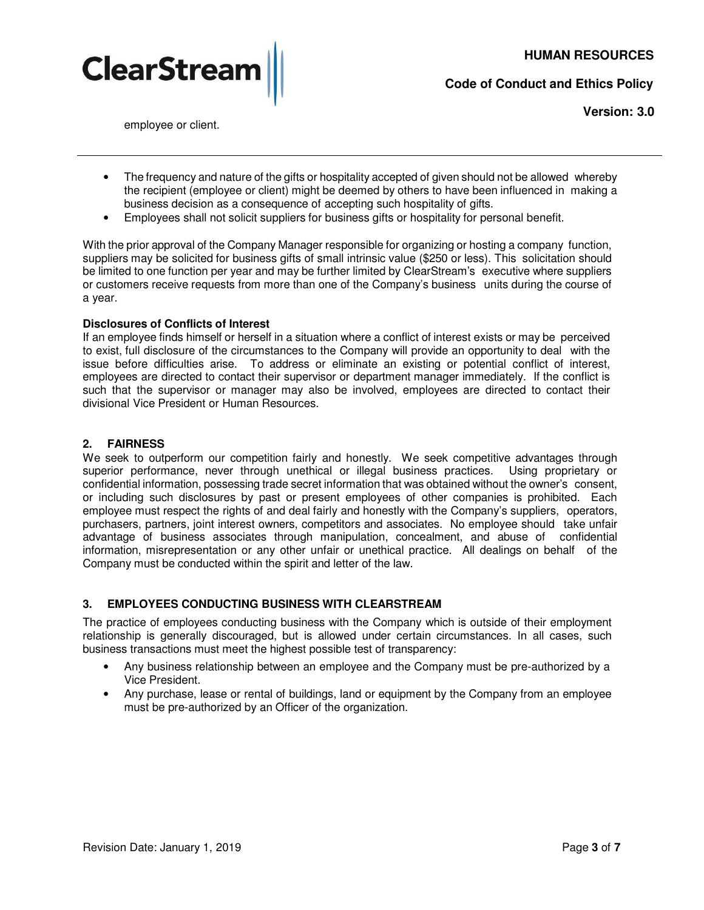employee or client.

- The frequency and nature of the gifts or hospitality accepted of given should not be allowed whereby the recipient (employee or client) might be deemed by others to have been influenced in making a business decision as a consequence of accepting such hospitality of gifts.
- Employees shall not solicit suppliers for business gifts or hospitality for personal benefit.

With the prior approval of the Company Manager responsible for organizing or hosting a company function, suppliers may be solicited for business gifts of small intrinsic value ($250 or less). This solicitation should be limited to one function per year and may be further limited by ClearStream's executive where suppliers or customers receive requests from more than one of the Company's business units during the course of a year.

**Disclosures of Conflicts of Interest**

If an employee finds himself or herself in a situation where a conflict of interest exists or may be perceived to exist, full disclosure of the circumstances to the Company will provide an opportunity to deal with the issue before difficulties arise. To address or eliminate an existing or potential conflict of interest, employees are directed to contact their supervisor or department manager immediately. If the conflict is such that the supervisor or manager may also be involved, employees are directed to contact their divisional Vice President or Human Resources.

## 2. FAIRNESS

We seek to outperform our competition fairly and honestly. We seek competitive advantages through superior performance, never through unethical or illegal business practices. Using proprietary or confidential information, possessing trade secret information that was obtained without the owner's consent, or including such disclosures by past or present employees of other companies is prohibited. Each employee must respect the rights of and deal fairly and honestly with the Company's suppliers, operators, purchasers, partners, joint interest owners, competitors and associates. No employee should take unfair advantage of business associates through manipulation, concealment, and abuse of confidential information, misrepresentation or any other unfair or unethical practice. All dealings on behalf of the Company must be conducted within the spirit and letter of the law.

## 3. EMPLOYEES CONDUCTING BUSINESS WITH CLEARSTREAM

The practice of employees conducting business with the Company which is outside of their employment relationship is generally discouraged, but is allowed under certain circumstances. In all cases, such business transactions must meet the highest possible test of transparency:

- Any business relationship between an employee and the Company must be pre-authorized by a Vice President.
- Any purchase, lease or rental of buildings, land or equipment by the Company from an employee must be pre-authorized by an Officer of the organization.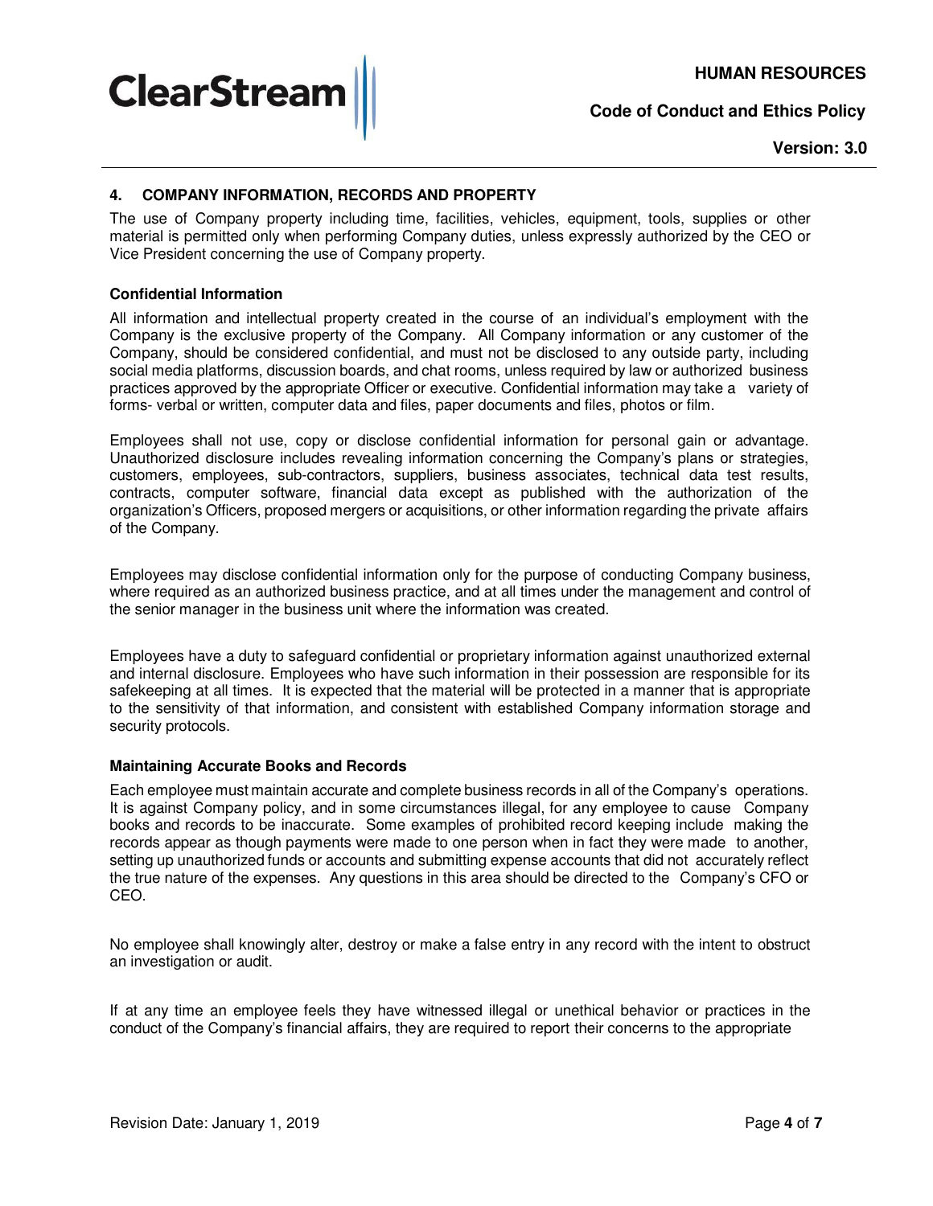## 4. COMPANY INFORMATION, RECORDS AND PROPERTY

The use of Company property including time, facilities, vehicles, equipment, tools, supplies or other material is permitted only when performing Company duties, unless expressly authorized by the CEO or Vice President concerning the use of Company property.

### Confidential Information

All information and intellectual property created in the course of an individual's employment with the Company is the exclusive property of the Company. All Company information or any customer of the Company, should be considered confidential, and must not be disclosed to any outside party, including social media platforms, discussion boards, and chat rooms, unless required by law or authorized business practices approved by the appropriate Officer or executive. Confidential information may take a variety of forms- verbal or written, computer data and files, paper documents and files, photos or film.

Employees shall not use, copy or disclose confidential information for personal gain or advantage. Unauthorized disclosure includes revealing information concerning the Company's plans or strategies, customers, employees, sub-contractors, suppliers, business associates, technical data test results, contracts, computer software, financial data except as published with the authorization of the organization's Officers, proposed mergers or acquisitions, or other information regarding the private affairs of the Company.

Employees may disclose confidential information only for the purpose of conducting Company business, where required as an authorized business practice, and at all times under the management and control of the senior manager in the business unit where the information was created.

Employees have a duty to safeguard confidential or proprietary information against unauthorized external and internal disclosure. Employees who have such information in their possession are responsible for its safekeeping at all times. It is expected that the material will be protected in a manner that is appropriate to the sensitivity of that information, and consistent with established Company information storage and security protocols.

### Maintaining Accurate Books and Records

Each employee must maintain accurate and complete business records in all of the Company's operations. It is against Company policy, and in some circumstances illegal, for any employee to cause Company books and records to be inaccurate. Some examples of prohibited record keeping include making the records appear as though payments were made to one person when in fact they were made to another, setting up unauthorized funds or accounts and submitting expense accounts that did not accurately reflect the true nature of the expenses. Any questions in this area should be directed to the Company's CFO or CEO.

No employee shall knowingly alter, destroy or make a false entry in any record with the intent to obstruct an investigation or audit.

If at any time an employee feels they have witnessed illegal or unethical behavior or practices in the conduct of the Company's financial affairs, they are required to report their concerns to the appropriate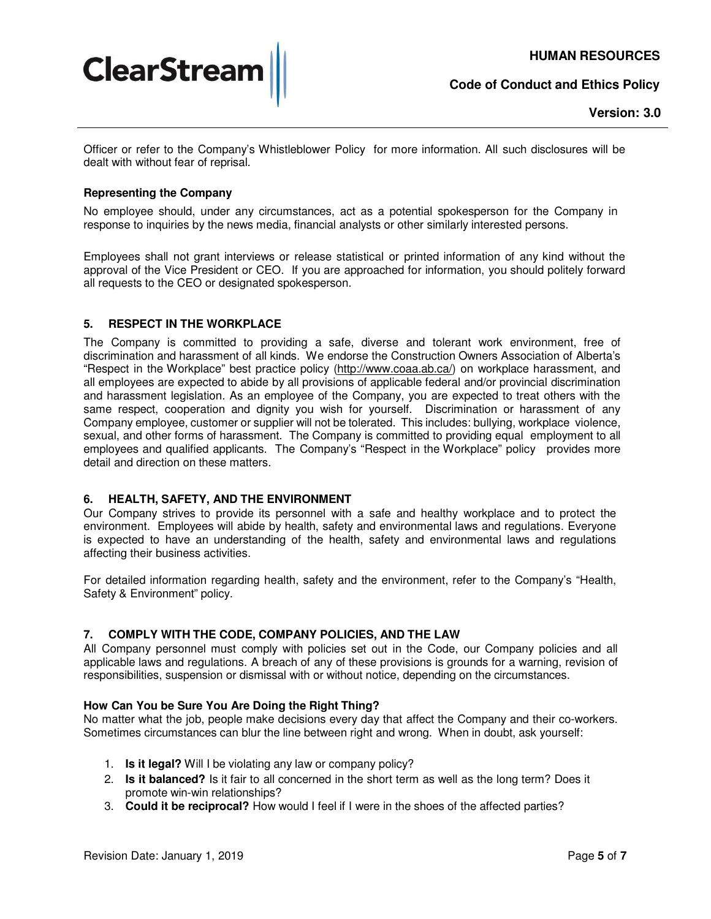Officer or refer to the Company's Whistleblower Policy for more information. All such disclosures will be dealt with without fear of reprisal.

**Representing the Company**

No employee should, under any circumstances, act as a potential spokesperson for the Company in response to inquiries by the news media, financial analysts or other similarly interested persons.

Employees shall not grant interviews or release statistical or printed information of any kind without the approval of the Vice President or CEO. If you are approached for information, you should politely forward all requests to the CEO or designated spokesperson.

## 5. RESPECT IN THE WORKPLACE

The Company is committed to providing a safe, diverse and tolerant work environment, free of discrimination and harassment of all kinds. We endorse the Construction Owners Association of Alberta's "Respect in the Workplace" best practice policy (http://www.coaa.ab.ca/) on workplace harassment, and all employees are expected to abide by all provisions of applicable federal and/or provincial discrimination and harassment legislation. As an employee of the Company, you are expected to treat others with the same respect, cooperation and dignity you wish for yourself. Discrimination or harassment of any Company employee, customer or supplier will not be tolerated. This includes: bullying, workplace violence, sexual, and other forms of harassment. The Company is committed to providing equal employment to all employees and qualified applicants. The Company's "Respect in the Workplace" policy provides more detail and direction on these matters.

## 6. HEALTH, SAFETY, AND THE ENVIRONMENT

Our Company strives to provide its personnel with a safe and healthy workplace and to protect the environment. Employees will abide by health, safety and environmental laws and regulations. Everyone is expected to have an understanding of the health, safety and environmental laws and regulations affecting their business activities.

For detailed information regarding health, safety and the environment, refer to the Company's "Health, Safety & Environment" policy.

## 7. COMPLY WITH THE CODE, COMPANY POLICIES, AND THE LAW

All Company personnel must comply with policies set out in the Code, our Company policies and all applicable laws and regulations. A breach of any of these provisions is grounds for a warning, revision of responsibilities, suspension or dismissal with or without notice, depending on the circumstances.

**How Can You be Sure You Are Doing the Right Thing?**

No matter what the job, people make decisions every day that affect the Company and their co-workers. Sometimes circumstances can blur the line between right and wrong. When in doubt, ask yourself:

1. **Is it legal?** Will I be violating any law or company policy?
2. **Is it balanced?** Is it fair to all concerned in the short term as well as the long term? Does it promote win-win relationships?
3. **Could it be reciprocal?** How would I feel if I were in the shoes of the affected parties?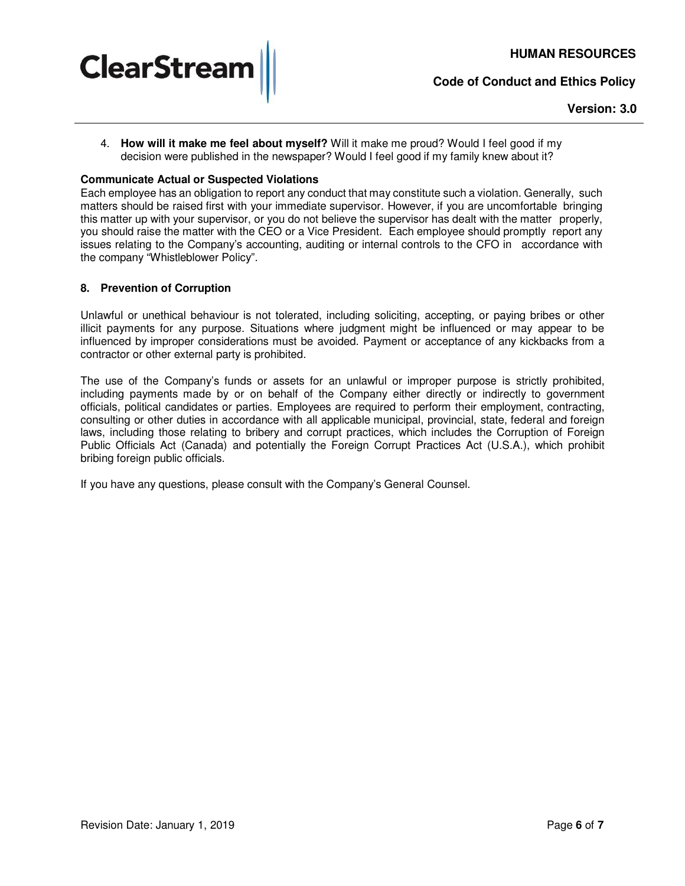4. **How will it make me feel about myself?** Will it make me proud? Would I feel good if my decision were published in the newspaper? Would I feel good if my family knew about it?

**Communicate Actual or Suspected Violations**

Each employee has an obligation to report any conduct that may constitute such a violation. Generally, such matters should be raised first with your immediate supervisor. However, if you are uncomfortable bringing this matter up with your supervisor, or you do not believe the supervisor has dealt with the matter properly, you should raise the matter with the CEO or a Vice President. Each employee should promptly report any issues relating to the Company's accounting, auditing or internal controls to the CFO in accordance with the company "Whistleblower Policy".

## 8. Prevention of Corruption

Unlawful or unethical behaviour is not tolerated, including soliciting, accepting, or paying bribes or other illicit payments for any purpose. Situations where judgment might be influenced or may appear to be influenced by improper considerations must be avoided. Payment or acceptance of any kickbacks from a contractor or other external party is prohibited.

The use of the Company's funds or assets for an unlawful or improper purpose is strictly prohibited, including payments made by or on behalf of the Company either directly or indirectly to government officials, political candidates or parties. Employees are required to perform their employment, contracting, consulting or other duties in accordance with all applicable municipal, provincial, state, federal and foreign laws, including those relating to bribery and corrupt practices, which includes the Corruption of Foreign Public Officials Act (Canada) and potentially the Foreign Corrupt Practices Act (U.S.A.), which prohibit bribing foreign public officials.

If you have any questions, please consult with the Company's General Counsel.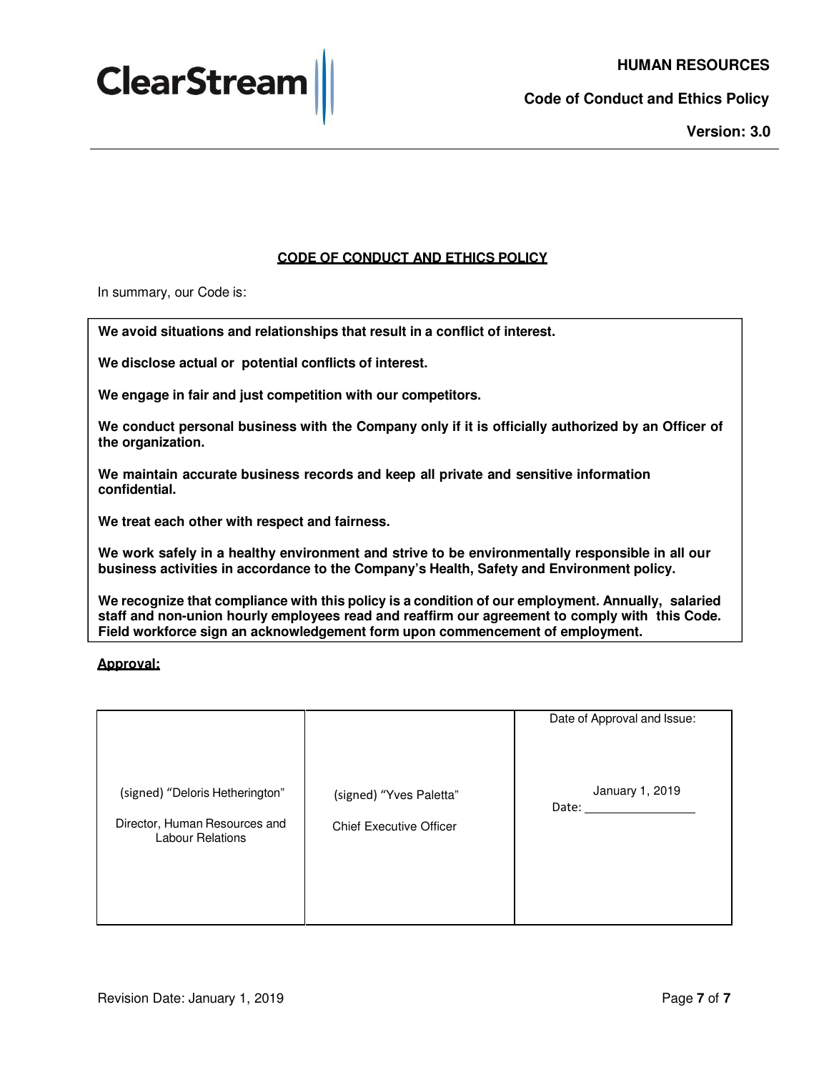## CODE OF CONDUCT AND ETHICS POLICY

In summary, our Code is:

**We avoid situations and relationships that result in a conflict of interest.**

**We disclose actual or potential conflicts of interest.**

**We engage in fair and just competition with our competitors.**

**We conduct personal business with the Company only if it is officially authorized by an Officer of the organization.**

**We maintain accurate business records and keep all private and sensitive information confidential.**

**We treat each other with respect and fairness.**

**We work safely in a healthy environment and strive to be environmentally responsible in all our business activities in accordance to the Company's Health, Safety and Environment policy.**

**We recognize that compliance with this policy is a condition of our employment. Annually, salaried staff and non-union hourly employees read and reaffirm our agreement to comply with this Code. Field workforce sign an acknowledgement form upon commencement of employment.**

**Approval:**

| | | |
|---|---|---|
| (signed) "Deloris Hetherington"<br><br>Director, Human Resources and Labour Relations | (signed) "Yves Paletta"<br><br>Chief Executive Officer | Date of Approval and Issue:<br><br>Date: January 1, 2019 |